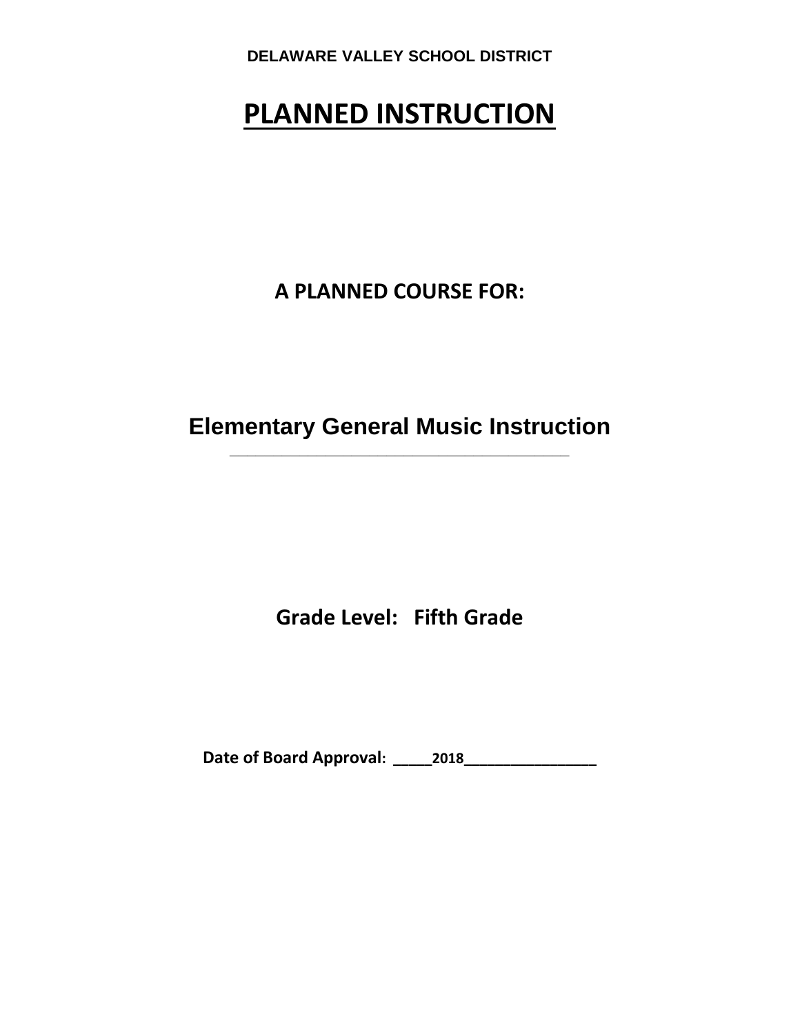**DELAWARE VALLEY SCHOOL DISTRICT**

# PLANNED INSTRUCTION

## A PLANNED COURSE FOR:

## Elementary General Music Instruction

## Grade Level: Fifth Grade

**Date of Board Approval: _____2018_________________**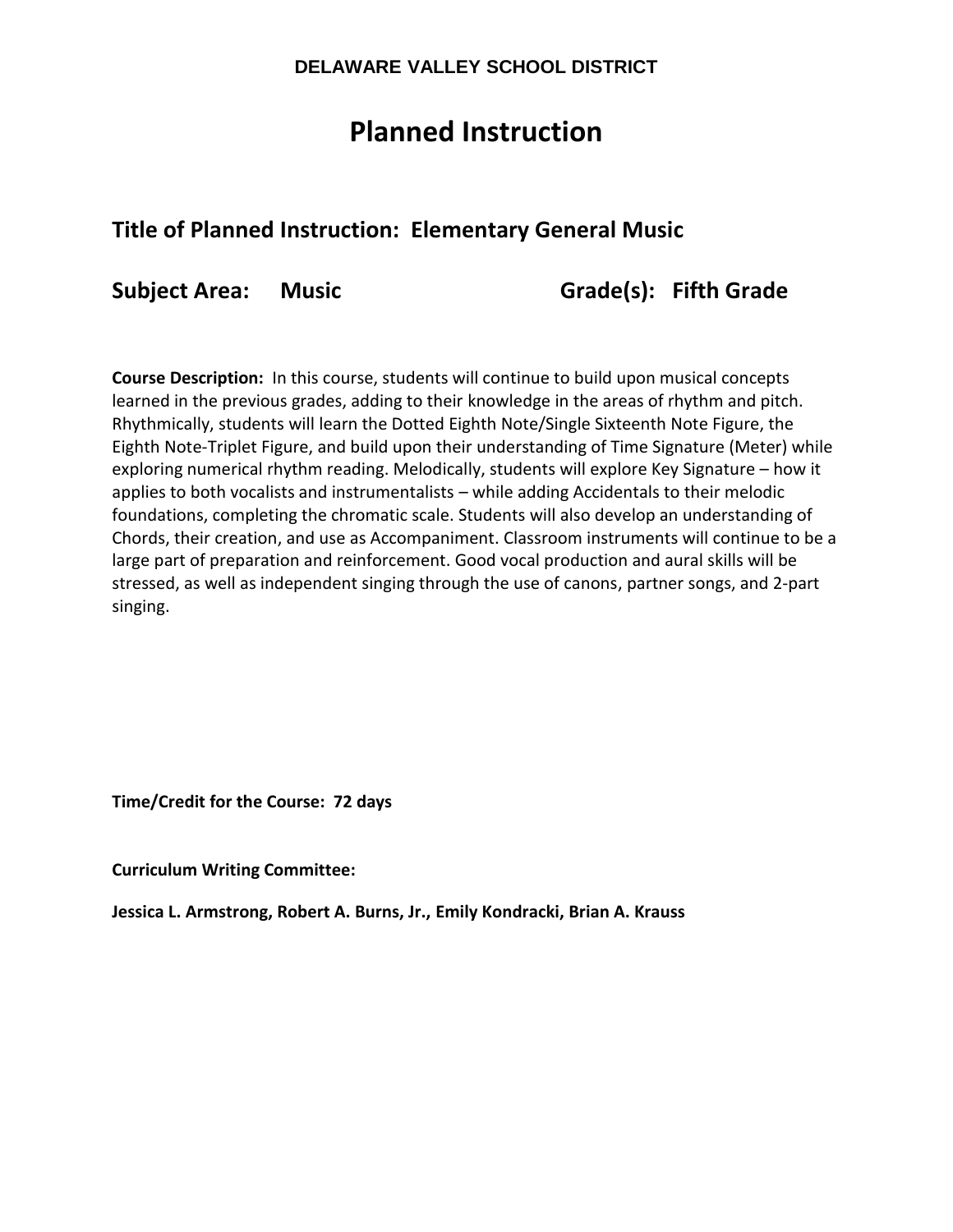**DELAWARE VALLEY SCHOOL DISTRICT**

# Planned Instruction

## Title of Planned Instruction: Elementary General Music

## Subject Area: Music | Grade(s): Fifth Grade

**Course Description:** In this course, students will continue to build upon musical concepts learned in the previous grades, adding to their knowledge in the areas of rhythm and pitch. Rhythmically, students will learn the Dotted Eighth Note/Single Sixteenth Note Figure, the Eighth Note-Triplet Figure, and build upon their understanding of Time Signature (Meter) while exploring numerical rhythm reading. Melodically, students will explore Key Signature – how it applies to both vocalists and instrumentalists – while adding Accidentals to their melodic foundations, completing the chromatic scale. Students will also develop an understanding of Chords, their creation, and use as Accompaniment. Classroom instruments will continue to be a large part of preparation and reinforcement. Good vocal production and aural skills will be stressed, as well as independent singing through the use of canons, partner songs, and 2-part singing.

**Time/Credit for the Course: 72 days**

**Curriculum Writing Committee:**

**Jessica L. Armstrong, Robert A. Burns, Jr., Emily Kondracki, Brian A. Krauss**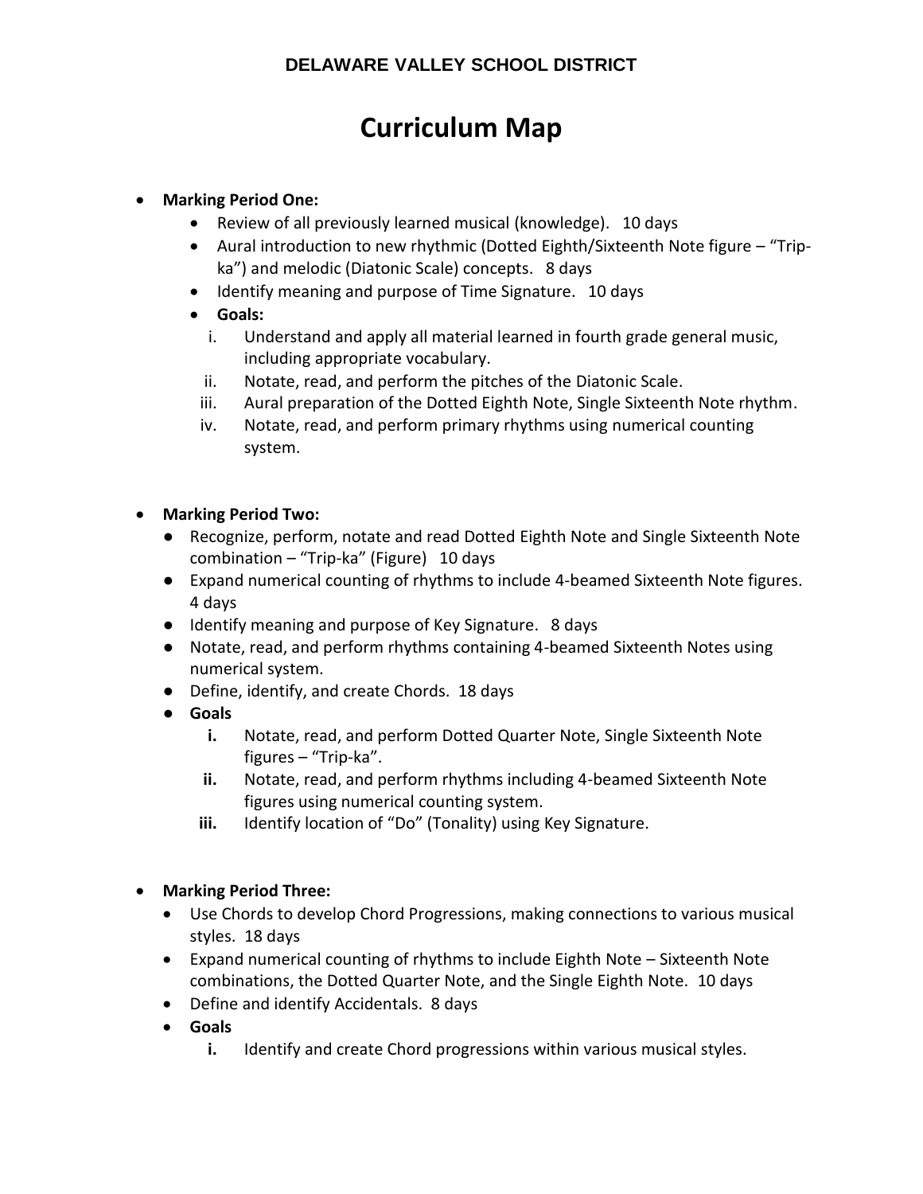**DELAWARE VALLEY SCHOOL DISTRICT**

# Curriculum Map

- **Marking Period One:**
  - Review of all previously learned musical (knowledge). 10 days
  - Aural introduction to new rhythmic (Dotted Eighth/Sixteenth Note figure – "Trip-ka") and melodic (Diatonic Scale) concepts. 8 days
  - Identify meaning and purpose of Time Signature. 10 days
  - **Goals:**
    - i. Understand and apply all material learned in fourth grade general music, including appropriate vocabulary.
    - ii. Notate, read, and perform the pitches of the Diatonic Scale.
    - iii. Aural preparation of the Dotted Eighth Note, Single Sixteenth Note rhythm.
    - iv. Notate, read, and perform primary rhythms using numerical counting system.

- **Marking Period Two:**
  - Recognize, perform, notate and read Dotted Eighth Note and Single Sixteenth Note combination – "Trip-ka" (Figure) 10 days
  - Expand numerical counting of rhythms to include 4-beamed Sixteenth Note figures. 4 days
  - Identify meaning and purpose of Key Signature. 8 days
  - Notate, read, and perform rhythms containing 4-beamed Sixteenth Notes using numerical system.
  - Define, identify, and create Chords. 18 days
  - **Goals**
    - **i.** Notate, read, and perform Dotted Quarter Note, Single Sixteenth Note figures – "Trip-ka".
    - **ii.** Notate, read, and perform rhythms including 4-beamed Sixteenth Note figures using numerical counting system.
    - **iii.** Identify location of "Do" (Tonality) using Key Signature.

- **Marking Period Three:**
  - Use Chords to develop Chord Progressions, making connections to various musical styles. 18 days
  - Expand numerical counting of rhythms to include Eighth Note – Sixteenth Note combinations, the Dotted Quarter Note, and the Single Eighth Note. 10 days
  - Define and identify Accidentals. 8 days
  - **Goals**
    - **i.** Identify and create Chord progressions within various musical styles.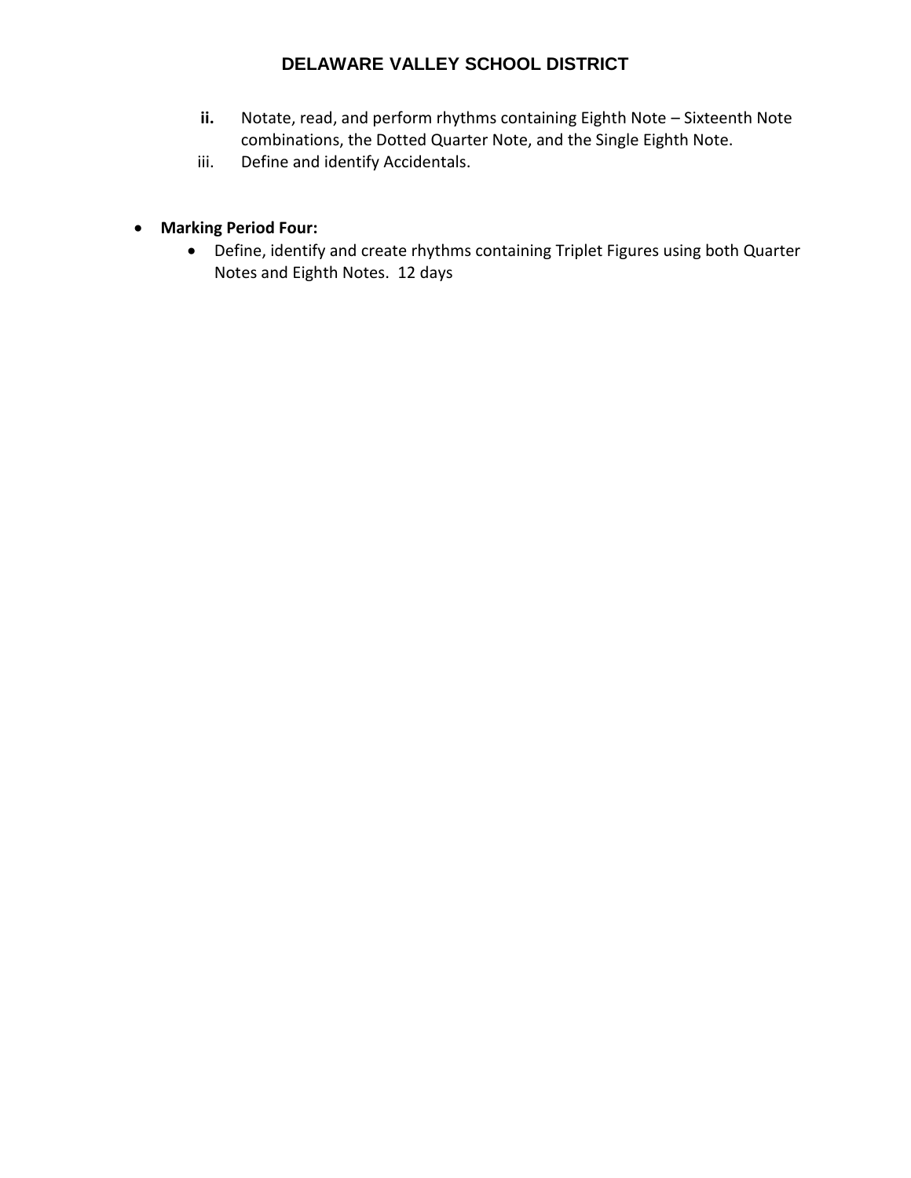ii. Notate, read, and perform rhythms containing Eighth Note – Sixteenth Note combinations, the Dotted Quarter Note, and the Single Eighth Note.

iii. Define and identify Accidentals.

- **Marking Period Four:**
    - Define, identify and create rhythms containing Triplet Figures using both Quarter Notes and Eighth Notes. 12 days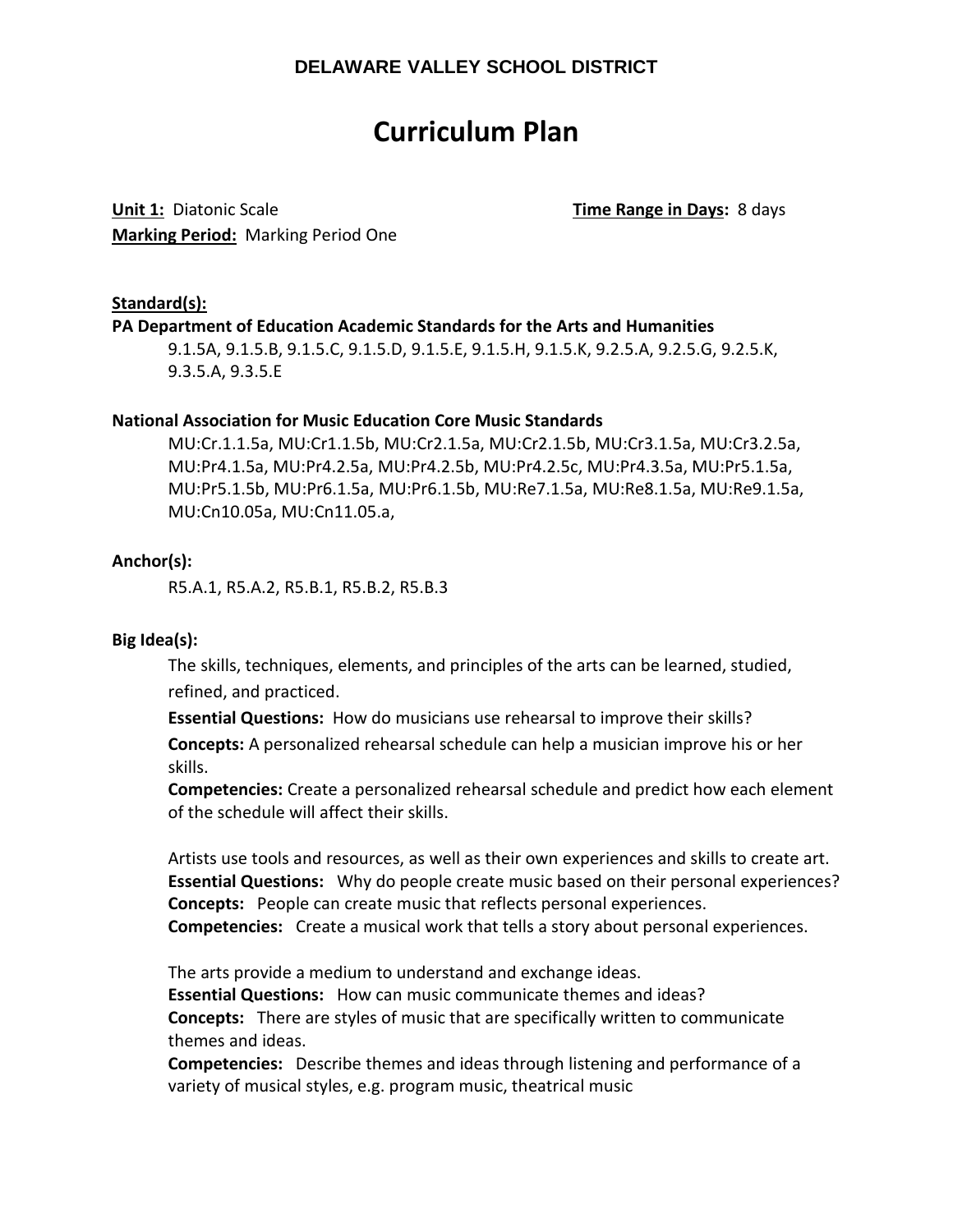**DELAWARE VALLEY SCHOOL DISTRICT**

# Curriculum Plan

**Unit 1:** Diatonic Scale **Time Range in Days:** 8 days
**Marking Period:** Marking Period One

**Standard(s):**

**PA Department of Education Academic Standards for the Arts and Humanities**

9.1.5A, 9.1.5.B, 9.1.5.C, 9.1.5.D, 9.1.5.E, 9.1.5.H, 9.1.5.K, 9.2.5.A, 9.2.5.G, 9.2.5.K, 9.3.5.A, 9.3.5.E

**National Association for Music Education Core Music Standards**

MU:Cr.1.1.5a, MU:Cr1.1.5b, MU:Cr2.1.5a, MU:Cr2.1.5b, MU:Cr3.1.5a, MU:Cr3.2.5a, MU:Pr4.1.5a, MU:Pr4.2.5a, MU:Pr4.2.5b, MU:Pr4.2.5c, MU:Pr4.3.5a, MU:Pr5.1.5a, MU:Pr5.1.5b, MU:Pr6.1.5a, MU:Pr6.1.5b, MU:Re7.1.5a, MU:Re8.1.5a, MU:Re9.1.5a, MU:Cn10.05a, MU:Cn11.05.a,

**Anchor(s):**

R5.A.1, R5.A.2, R5.B.1, R5.B.2, R5.B.3

**Big Idea(s):**

The skills, techniques, elements, and principles of the arts can be learned, studied, refined, and practiced.

**Essential Questions:** How do musicians use rehearsal to improve their skills?

**Concepts:** A personalized rehearsal schedule can help a musician improve his or her skills.

**Competencies:** Create a personalized rehearsal schedule and predict how each element of the schedule will affect their skills.

Artists use tools and resources, as well as their own experiences and skills to create art.

**Essential Questions:** Why do people create music based on their personal experiences?

**Concepts:** People can create music that reflects personal experiences.

**Competencies:** Create a musical work that tells a story about personal experiences.

The arts provide a medium to understand and exchange ideas.

**Essential Questions:** How can music communicate themes and ideas?

**Concepts:** There are styles of music that are specifically written to communicate themes and ideas.

**Competencies:** Describe themes and ideas through listening and performance of a variety of musical styles, e.g. program music, theatrical music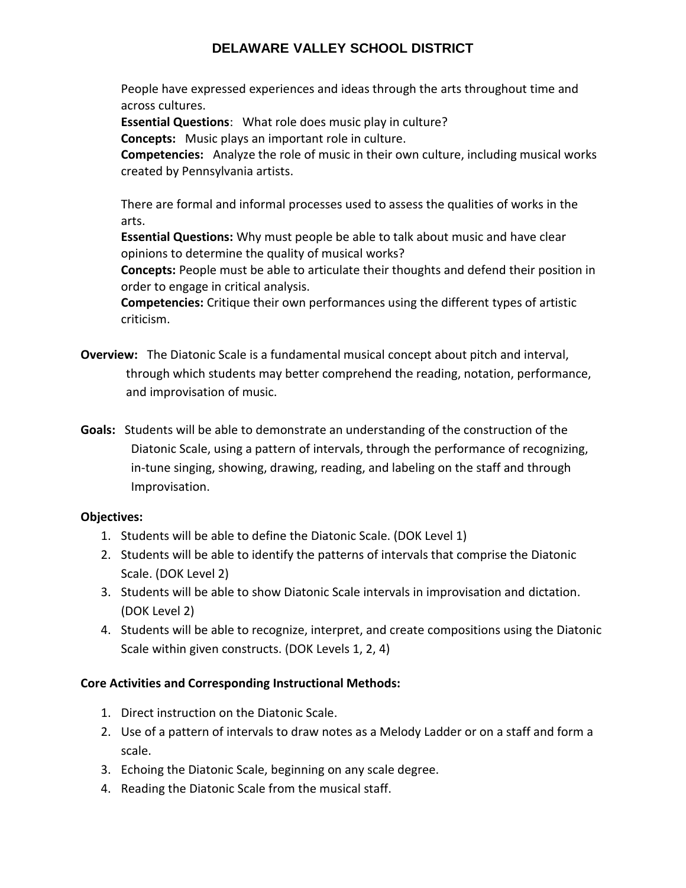People have expressed experiences and ideas through the arts throughout time and across cultures.

**Essential Questions**: What role does music play in culture?

**Concepts:** Music plays an important role in culture.

**Competencies:** Analyze the role of music in their own culture, including musical works created by Pennsylvania artists.

There are formal and informal processes used to assess the qualities of works in the arts.

**Essential Questions:** Why must people be able to talk about music and have clear opinions to determine the quality of musical works?

**Concepts:** People must be able to articulate their thoughts and defend their position in order to engage in critical analysis.

**Competencies:** Critique their own performances using the different types of artistic criticism.

**Overview:** The Diatonic Scale is a fundamental musical concept about pitch and interval, through which students may better comprehend the reading, notation, performance, and improvisation of music.

**Goals:** Students will be able to demonstrate an understanding of the construction of the Diatonic Scale, using a pattern of intervals, through the performance of recognizing, in-tune singing, showing, drawing, reading, and labeling on the staff and through Improvisation.

**Objectives:**

1. Students will be able to define the Diatonic Scale. (DOK Level 1)
2. Students will be able to identify the patterns of intervals that comprise the Diatonic Scale. (DOK Level 2)
3. Students will be able to show Diatonic Scale intervals in improvisation and dictation. (DOK Level 2)
4. Students will be able to recognize, interpret, and create compositions using the Diatonic Scale within given constructs. (DOK Levels 1, 2, 4)

**Core Activities and Corresponding Instructional Methods:**

1. Direct instruction on the Diatonic Scale.
2. Use of a pattern of intervals to draw notes as a Melody Ladder or on a staff and form a scale.
3. Echoing the Diatonic Scale, beginning on any scale degree.
4. Reading the Diatonic Scale from the musical staff.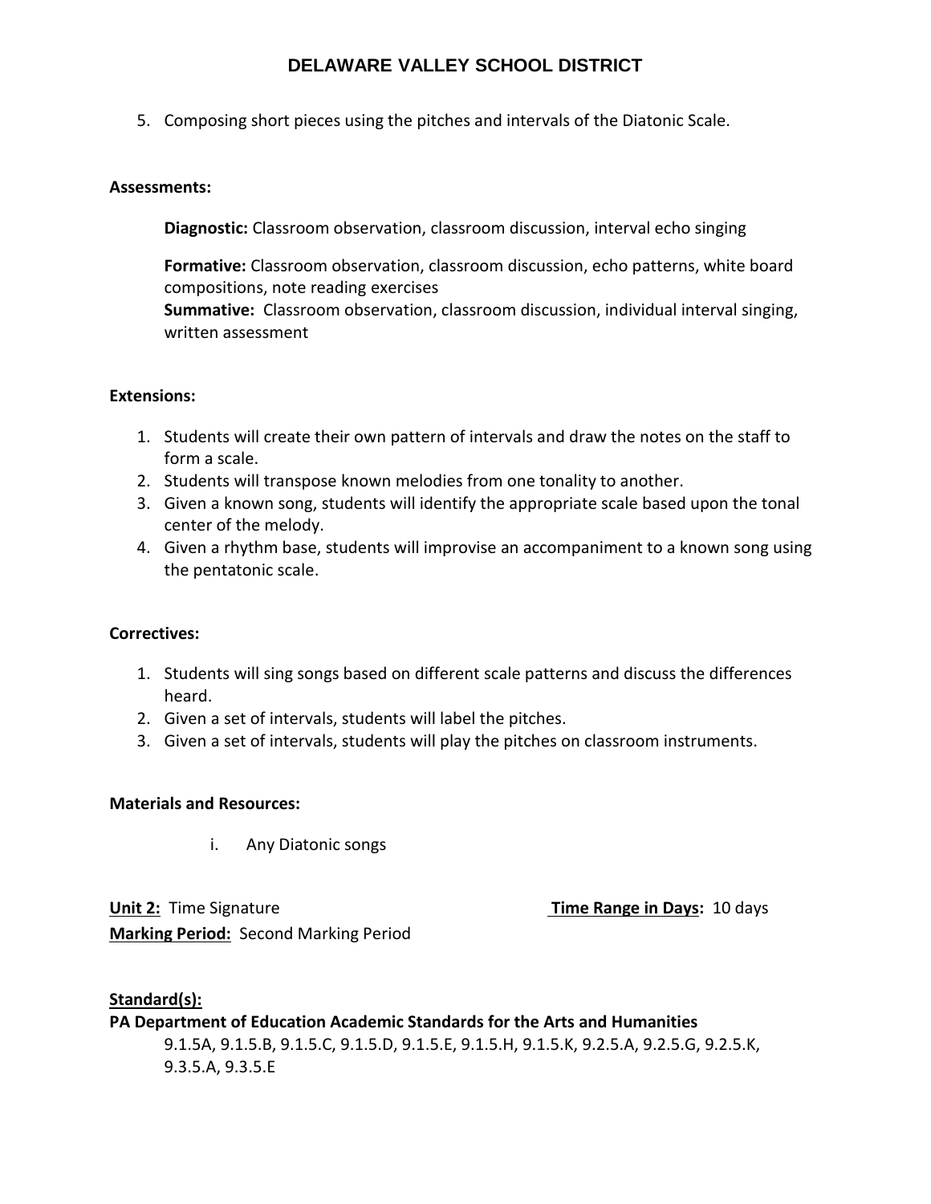5. Composing short pieces using the pitches and intervals of the Diatonic Scale.

**Assessments:**

**Diagnostic:** Classroom observation, classroom discussion, interval echo singing

**Formative:** Classroom observation, classroom discussion, echo patterns, white board compositions, note reading exercises

**Summative:** Classroom observation, classroom discussion, individual interval singing, written assessment

**Extensions:**

1. Students will create their own pattern of intervals and draw the notes on the staff to form a scale.
2. Students will transpose known melodies from one tonality to another.
3. Given a known song, students will identify the appropriate scale based upon the tonal center of the melody.
4. Given a rhythm base, students will improvise an accompaniment to a known song using the pentatonic scale.

**Correctives:**

1. Students will sing songs based on different scale patterns and discuss the differences heard.
2. Given a set of intervals, students will label the pitches.
3. Given a set of intervals, students will play the pitches on classroom instruments.

**Materials and Resources:**

i. Any Diatonic songs

**Unit 2:** Time Signature **Time Range in Days:** 10 days

**Marking Period:** Second Marking Period

**Standard(s):**

**PA Department of Education Academic Standards for the Arts and Humanities**

9.1.5A, 9.1.5.B, 9.1.5.C, 9.1.5.D, 9.1.5.E, 9.1.5.H, 9.1.5.K, 9.2.5.A, 9.2.5.G, 9.2.5.K, 9.3.5.A, 9.3.5.E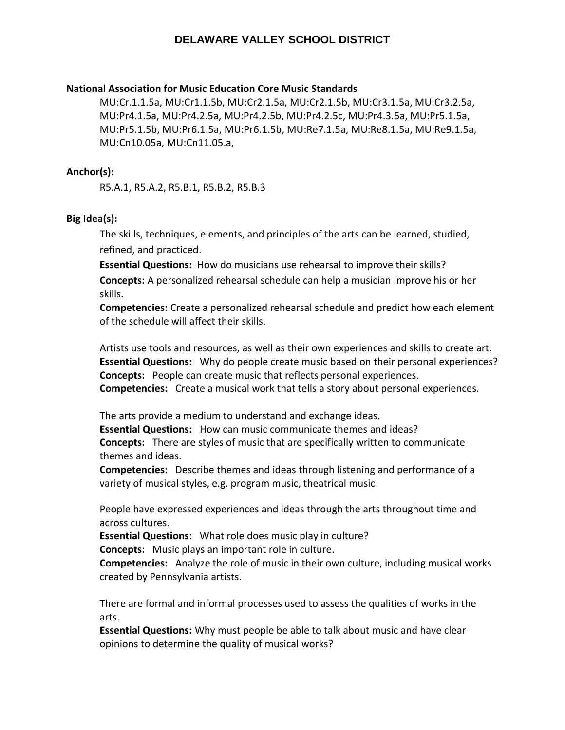## DELAWARE VALLEY SCHOOL DISTRICT

**National Association for Music Education Core Music Standards**

MU:Cr.1.1.5a, MU:Cr1.1.5b, MU:Cr2.1.5a, MU:Cr2.1.5b, MU:Cr3.1.5a, MU:Cr3.2.5a, MU:Pr4.1.5a, MU:Pr4.2.5a, MU:Pr4.2.5b, MU:Pr4.2.5c, MU:Pr4.3.5a, MU:Pr5.1.5a, MU:Pr5.1.5b, MU:Pr6.1.5a, MU:Pr6.1.5b, MU:Re7.1.5a, MU:Re8.1.5a, MU:Re9.1.5a, MU:Cn10.05a, MU:Cn11.05.a,

**Anchor(s):**

R5.A.1, R5.A.2, R5.B.1, R5.B.2, R5.B.3

**Big Idea(s):**

The skills, techniques, elements, and principles of the arts can be learned, studied, refined, and practiced.
**Essential Questions:** How do musicians use rehearsal to improve their skills?
**Concepts:** A personalized rehearsal schedule can help a musician improve his or her skills.
**Competencies:** Create a personalized rehearsal schedule and predict how each element of the schedule will affect their skills.

Artists use tools and resources, as well as their own experiences and skills to create art.
**Essential Questions:** Why do people create music based on their personal experiences?
**Concepts:** People can create music that reflects personal experiences.
**Competencies:** Create a musical work that tells a story about personal experiences.

The arts provide a medium to understand and exchange ideas.
**Essential Questions:** How can music communicate themes and ideas?
**Concepts:** There are styles of music that are specifically written to communicate themes and ideas.
**Competencies:** Describe themes and ideas through listening and performance of a variety of musical styles, e.g. program music, theatrical music

People have expressed experiences and ideas through the arts throughout time and across cultures.
**Essential Questions**: What role does music play in culture?
**Concepts:** Music plays an important role in culture.
**Competencies:** Analyze the role of music in their own culture, including musical works created by Pennsylvania artists.

There are formal and informal processes used to assess the qualities of works in the arts.
**Essential Questions:** Why must people be able to talk about music and have clear opinions to determine the quality of musical works?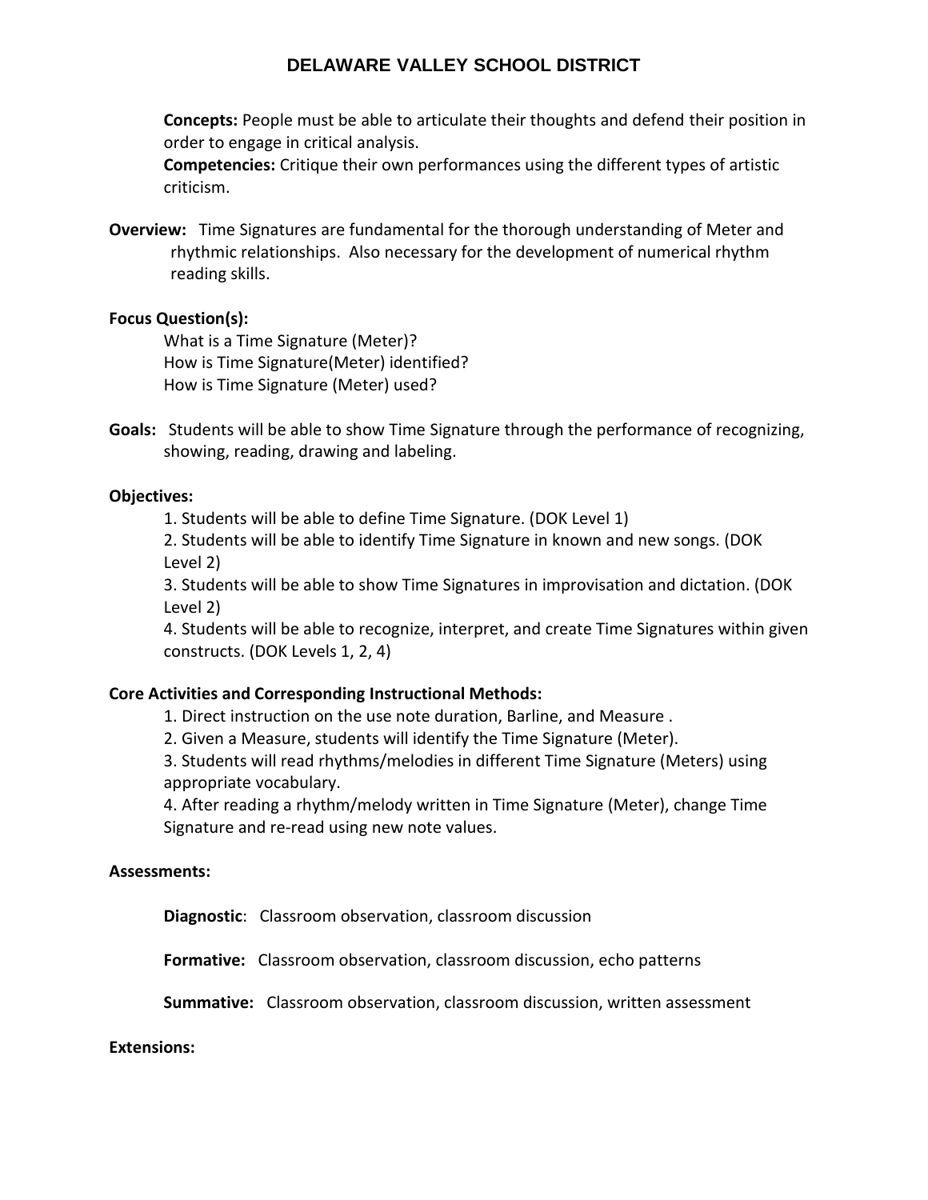**Concepts:** People must be able to articulate their thoughts and defend their position in order to engage in critical analysis.

**Competencies:** Critique their own performances using the different types of artistic criticism.

**Overview:** Time Signatures are fundamental for the thorough understanding of Meter and rhythmic relationships. Also necessary for the development of numerical rhythm reading skills.

**Focus Question(s):**

What is a Time Signature (Meter)?
How is Time Signature(Meter) identified?
How is Time Signature (Meter) used?

**Goals:** Students will be able to show Time Signature through the performance of recognizing, showing, reading, drawing and labeling.

**Objectives:**

1. Students will be able to define Time Signature. (DOK Level 1)
2. Students will be able to identify Time Signature in known and new songs. (DOK Level 2)
3. Students will be able to show Time Signatures in improvisation and dictation. (DOK Level 2)
4. Students will be able to recognize, interpret, and create Time Signatures within given constructs. (DOK Levels 1, 2, 4)

**Core Activities and Corresponding Instructional Methods:**

1. Direct instruction on the use note duration, Barline, and Measure .
2. Given a Measure, students will identify the Time Signature (Meter).
3. Students will read rhythms/melodies in different Time Signature (Meters) using appropriate vocabulary.
4. After reading a rhythm/melody written in Time Signature (Meter), change Time Signature and re-read using new note values.

**Assessments:**

**Diagnostic**: Classroom observation, classroom discussion

**Formative:** Classroom observation, classroom discussion, echo patterns

**Summative:** Classroom observation, classroom discussion, written assessment

**Extensions:**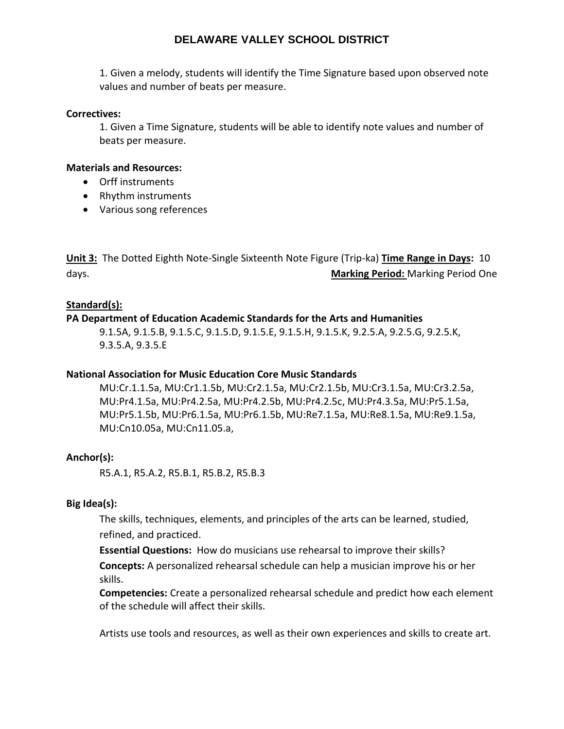1. Given a melody, students will identify the Time Signature based upon observed note values and number of beats per measure.

**Correctives:**

1. Given a Time Signature, students will be able to identify note values and number of beats per measure.

**Materials and Resources:**

- Orff instruments
- Rhythm instruments
- Various song references

**Unit 3:** The Dotted Eighth Note-Single Sixteenth Note Figure (Trip-ka) **Time Range in Days:** 10 days. **Marking Period:** Marking Period One

**Standard(s):**

**PA Department of Education Academic Standards for the Arts and Humanities**

9.1.5A, 9.1.5.B, 9.1.5.C, 9.1.5.D, 9.1.5.E, 9.1.5.H, 9.1.5.K, 9.2.5.A, 9.2.5.G, 9.2.5.K, 9.3.5.A, 9.3.5.E

**National Association for Music Education Core Music Standards**

MU:Cr.1.1.5a, MU:Cr1.1.5b, MU:Cr2.1.5a, MU:Cr2.1.5b, MU:Cr3.1.5a, MU:Cr3.2.5a, MU:Pr4.1.5a, MU:Pr4.2.5a, MU:Pr4.2.5b, MU:Pr4.2.5c, MU:Pr4.3.5a, MU:Pr5.1.5a, MU:Pr5.1.5b, MU:Pr6.1.5a, MU:Pr6.1.5b, MU:Re7.1.5a, MU:Re8.1.5a, MU:Re9.1.5a, MU:Cn10.05a, MU:Cn11.05.a,

**Anchor(s):**

R5.A.1, R5.A.2, R5.B.1, R5.B.2, R5.B.3

**Big Idea(s):**

The skills, techniques, elements, and principles of the arts can be learned, studied, refined, and practiced.

**Essential Questions:** How do musicians use rehearsal to improve their skills?

**Concepts:** A personalized rehearsal schedule can help a musician improve his or her skills.

**Competencies:** Create a personalized rehearsal schedule and predict how each element of the schedule will affect their skills.

Artists use tools and resources, as well as their own experiences and skills to create art.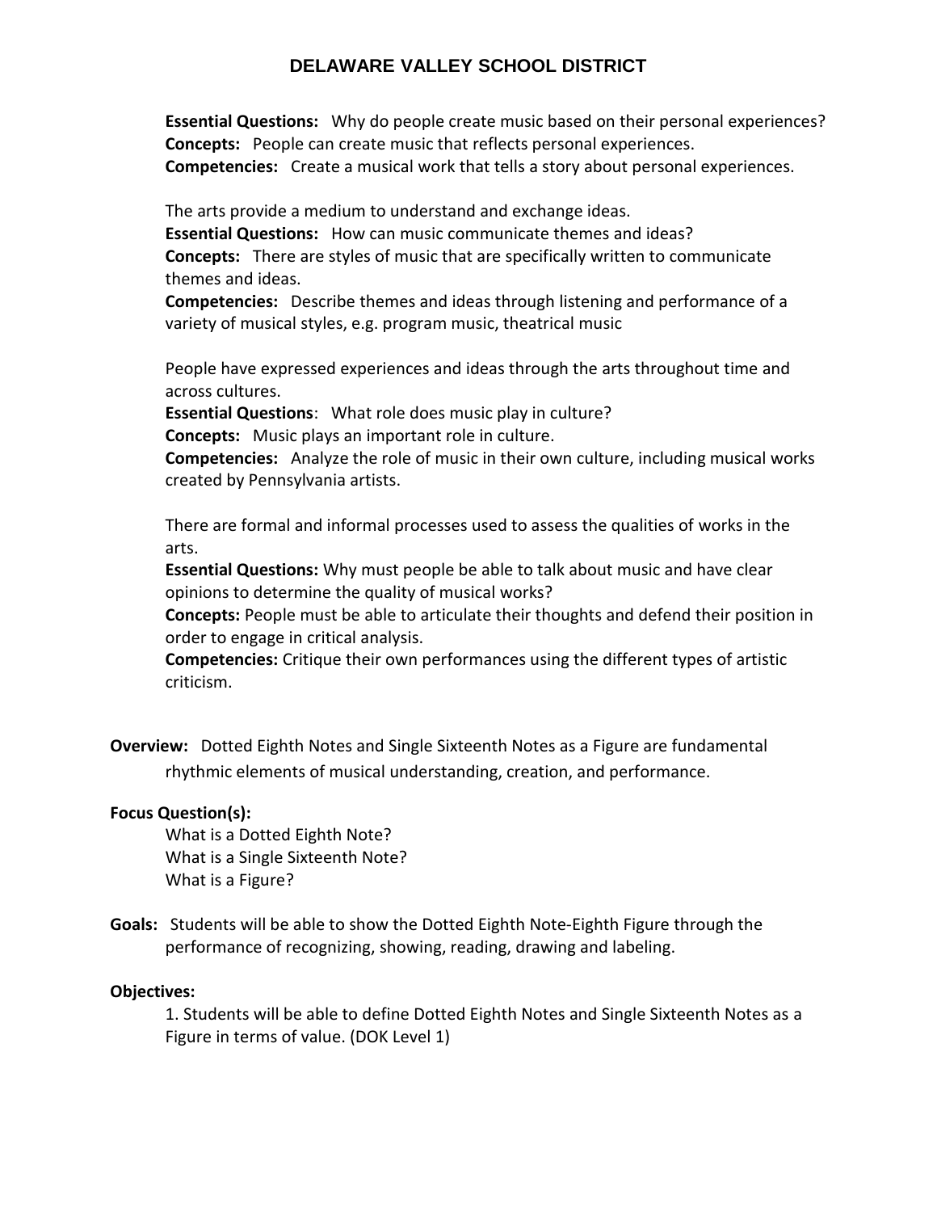**Essential Questions:** Why do people create music based on their personal experiences?
**Concepts:** People can create music that reflects personal experiences.
**Competencies:** Create a musical work that tells a story about personal experiences.

The arts provide a medium to understand and exchange ideas.
**Essential Questions:** How can music communicate themes and ideas?
**Concepts:** There are styles of music that are specifically written to communicate themes and ideas.
**Competencies:** Describe themes and ideas through listening and performance of a variety of musical styles, e.g. program music, theatrical music

People have expressed experiences and ideas through the arts throughout time and across cultures.
**Essential Questions**: What role does music play in culture?
**Concepts:** Music plays an important role in culture.
**Competencies:** Analyze the role of music in their own culture, including musical works created by Pennsylvania artists.

There are formal and informal processes used to assess the qualities of works in the arts.
**Essential Questions:** Why must people be able to talk about music and have clear opinions to determine the quality of musical works?
**Concepts:** People must be able to articulate their thoughts and defend their position in order to engage in critical analysis.
**Competencies:** Critique their own performances using the different types of artistic criticism.

**Overview:** Dotted Eighth Notes and Single Sixteenth Notes as a Figure are fundamental rhythmic elements of musical understanding, creation, and performance.

**Focus Question(s):**

What is a Dotted Eighth Note?
What is a Single Sixteenth Note?
What is a Figure?

**Goals:** Students will be able to show the Dotted Eighth Note-Eighth Figure through the performance of recognizing, showing, reading, drawing and labeling.

**Objectives:**

1. Students will be able to define Dotted Eighth Notes and Single Sixteenth Notes as a Figure in terms of value. (DOK Level 1)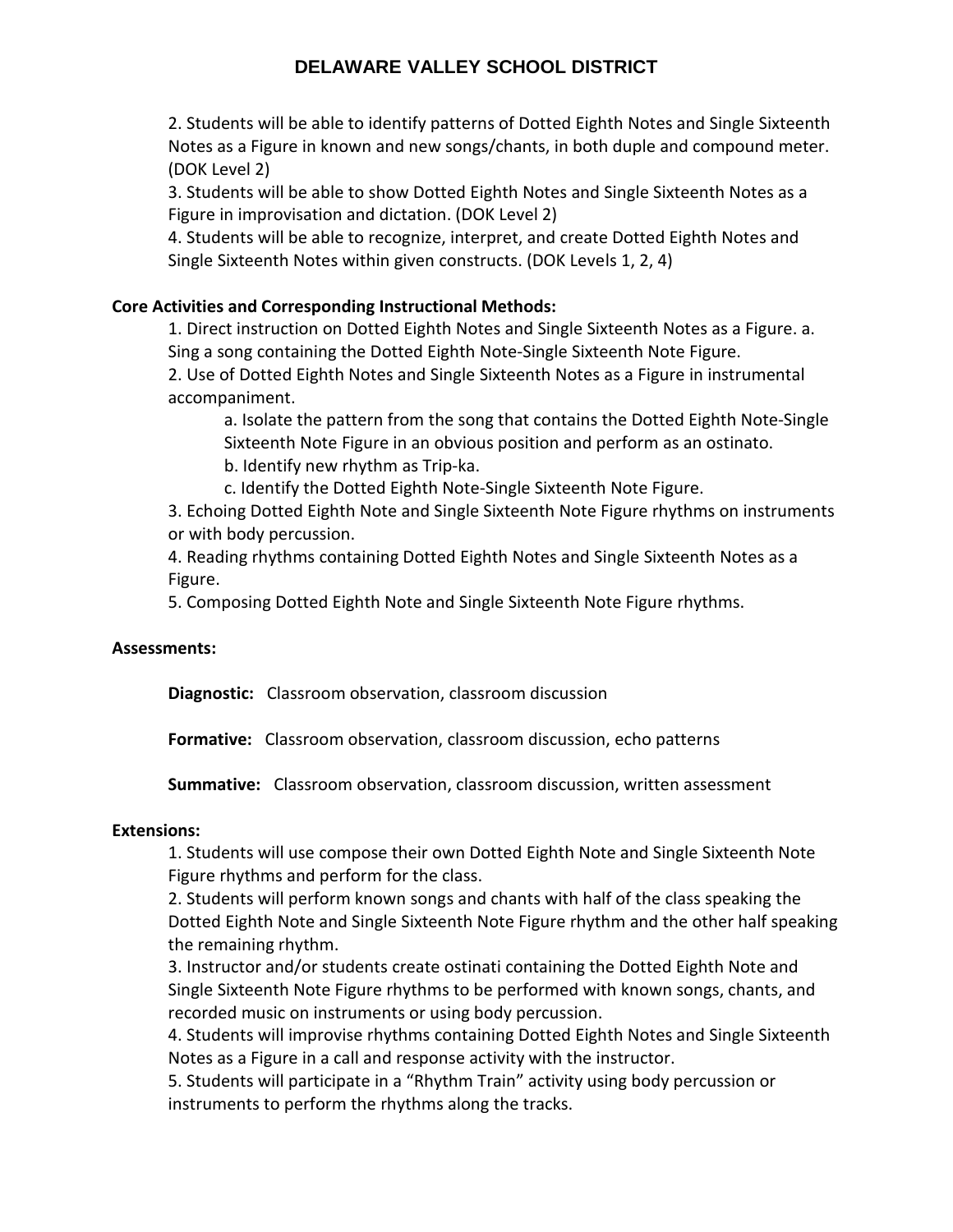2. Students will be able to identify patterns of Dotted Eighth Notes and Single Sixteenth Notes as a Figure in known and new songs/chants, in both duple and compound meter. (DOK Level 2)
3. Students will be able to show Dotted Eighth Notes and Single Sixteenth Notes as a Figure in improvisation and dictation. (DOK Level 2)
4. Students will be able to recognize, interpret, and create Dotted Eighth Notes and Single Sixteenth Notes within given constructs. (DOK Levels 1, 2, 4)

**Core Activities and Corresponding Instructional Methods:**

1. Direct instruction on Dotted Eighth Notes and Single Sixteenth Notes as a Figure. a. Sing a song containing the Dotted Eighth Note-Single Sixteenth Note Figure.
2. Use of Dotted Eighth Notes and Single Sixteenth Notes as a Figure in instrumental accompaniment.
   a. Isolate the pattern from the song that contains the Dotted Eighth Note-Single Sixteenth Note Figure in an obvious position and perform as an ostinato.
   b. Identify new rhythm as Trip-ka.
   c. Identify the Dotted Eighth Note-Single Sixteenth Note Figure.
3. Echoing Dotted Eighth Note and Single Sixteenth Note Figure rhythms on instruments or with body percussion.
4. Reading rhythms containing Dotted Eighth Notes and Single Sixteenth Notes as a Figure.
5. Composing Dotted Eighth Note and Single Sixteenth Note Figure rhythms.

**Assessments:**

**Diagnostic:** Classroom observation, classroom discussion

**Formative:** Classroom observation, classroom discussion, echo patterns

**Summative:** Classroom observation, classroom discussion, written assessment

**Extensions:**

1. Students will use compose their own Dotted Eighth Note and Single Sixteenth Note Figure rhythms and perform for the class.
2. Students will perform known songs and chants with half of the class speaking the Dotted Eighth Note and Single Sixteenth Note Figure rhythm and the other half speaking the remaining rhythm.
3. Instructor and/or students create ostinati containing the Dotted Eighth Note and Single Sixteenth Note Figure rhythms to be performed with known songs, chants, and recorded music on instruments or using body percussion.
4. Students will improvise rhythms containing Dotted Eighth Notes and Single Sixteenth Notes as a Figure in a call and response activity with the instructor.
5. Students will participate in a "Rhythm Train" activity using body percussion or instruments to perform the rhythms along the tracks.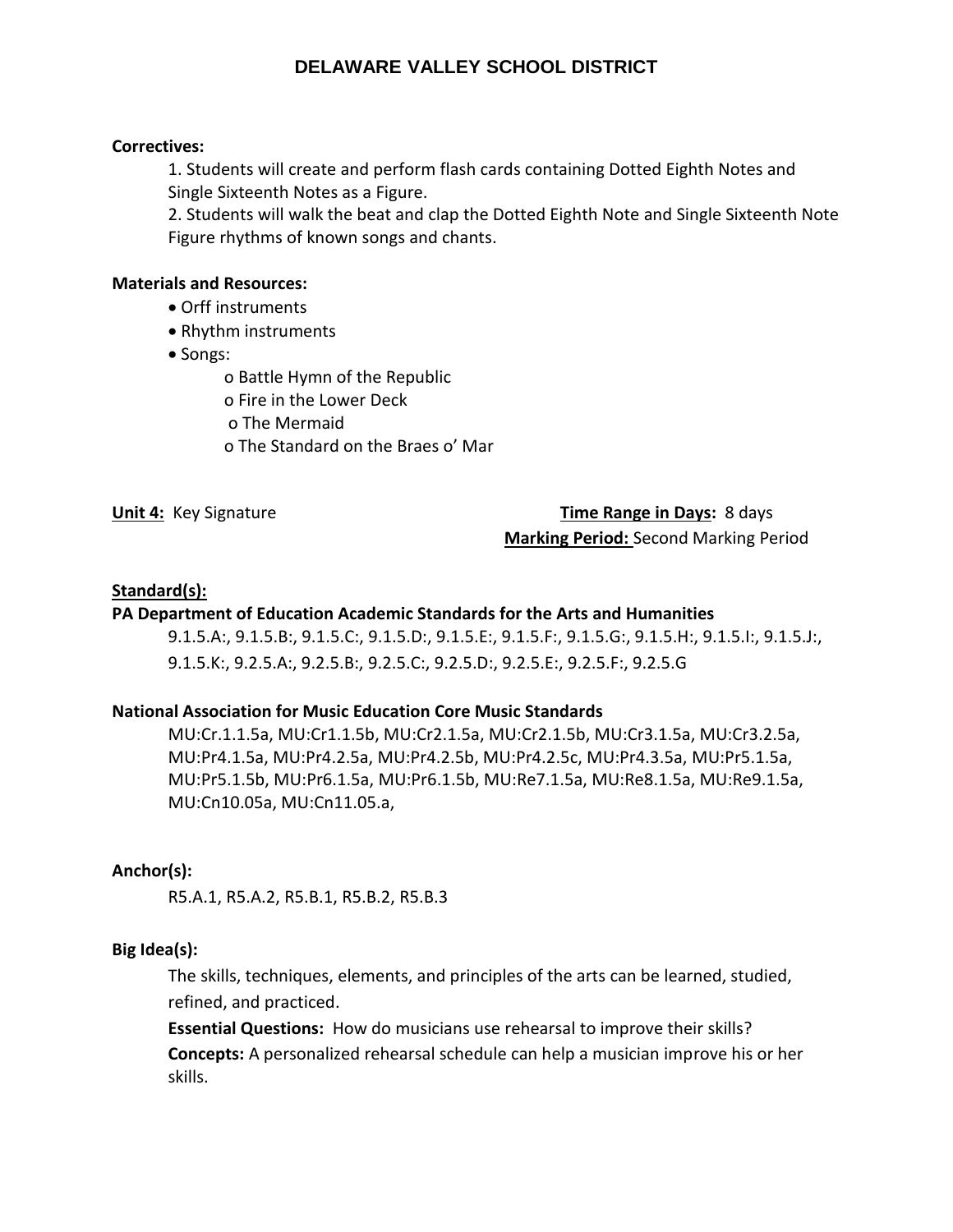**Correctives:**

1. Students will create and perform flash cards containing Dotted Eighth Notes and Single Sixteenth Notes as a Figure.
2. Students will walk the beat and clap the Dotted Eighth Note and Single Sixteenth Note Figure rhythms of known songs and chants.

**Materials and Resources:**

- Orff instruments
- Rhythm instruments
- Songs:
  - Battle Hymn of the Republic
  - Fire in the Lower Deck
  - The Mermaid
  - The Standard on the Braes o' Mar

**Unit 4:** Key Signature

**Time Range in Days:** 8 days

**Marking Period:** Second Marking Period

**Standard(s):**

**PA Department of Education Academic Standards for the Arts and Humanities**

9.1.5.A:, 9.1.5.B:, 9.1.5.C:, 9.1.5.D:, 9.1.5.E:, 9.1.5.F:, 9.1.5.G:, 9.1.5.H:, 9.1.5.I:, 9.1.5.J:, 9.1.5.K:, 9.2.5.A:, 9.2.5.B:, 9.2.5.C:, 9.2.5.D:, 9.2.5.E:, 9.2.5.F:, 9.2.5.G

**National Association for Music Education Core Music Standards**

MU:Cr.1.1.5a, MU:Cr1.1.5b, MU:Cr2.1.5a, MU:Cr2.1.5b, MU:Cr3.1.5a, MU:Cr3.2.5a, MU:Pr4.1.5a, MU:Pr4.2.5a, MU:Pr4.2.5b, MU:Pr4.2.5c, MU:Pr4.3.5a, MU:Pr5.1.5a, MU:Pr5.1.5b, MU:Pr6.1.5a, MU:Pr6.1.5b, MU:Re7.1.5a, MU:Re8.1.5a, MU:Re9.1.5a, MU:Cn10.05a, MU:Cn11.05.a,

**Anchor(s):**

R5.A.1, R5.A.2, R5.B.1, R5.B.2, R5.B.3

**Big Idea(s):**

The skills, techniques, elements, and principles of the arts can be learned, studied, refined, and practiced.

**Essential Questions:** How do musicians use rehearsal to improve their skills?

**Concepts:** A personalized rehearsal schedule can help a musician improve his or her skills.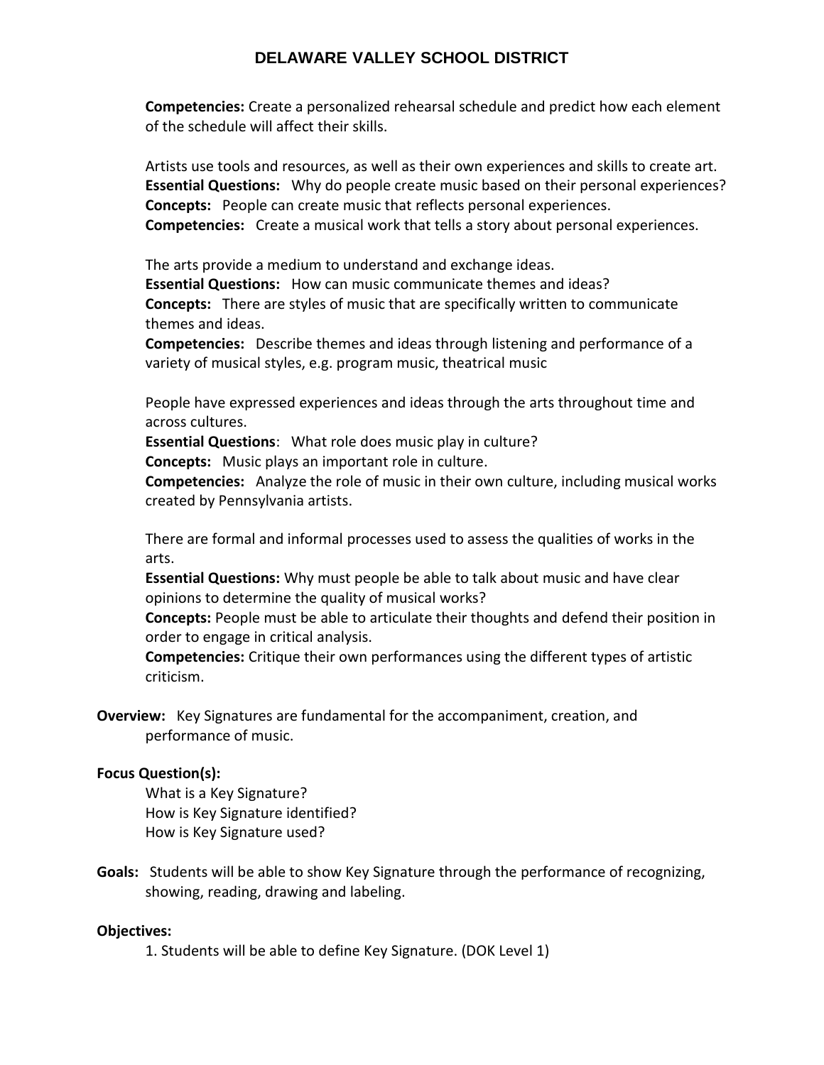**Competencies:** Create a personalized rehearsal schedule and predict how each element of the schedule will affect their skills.

Artists use tools and resources, as well as their own experiences and skills to create art.
**Essential Questions:** Why do people create music based on their personal experiences?
**Concepts:** People can create music that reflects personal experiences.
**Competencies:** Create a musical work that tells a story about personal experiences.

The arts provide a medium to understand and exchange ideas.
**Essential Questions:** How can music communicate themes and ideas?
**Concepts:** There are styles of music that are specifically written to communicate themes and ideas.
**Competencies:** Describe themes and ideas through listening and performance of a variety of musical styles, e.g. program music, theatrical music

People have expressed experiences and ideas through the arts throughout time and across cultures.
**Essential Questions**: What role does music play in culture?
**Concepts:** Music plays an important role in culture.
**Competencies:** Analyze the role of music in their own culture, including musical works created by Pennsylvania artists.

There are formal and informal processes used to assess the qualities of works in the arts.
**Essential Questions:** Why must people be able to talk about music and have clear opinions to determine the quality of musical works?
**Concepts:** People must be able to articulate their thoughts and defend their position in order to engage in critical analysis.
**Competencies:** Critique their own performances using the different types of artistic criticism.

**Overview:** Key Signatures are fundamental for the accompaniment, creation, and performance of music.

**Focus Question(s):**

What is a Key Signature?
How is Key Signature identified?
How is Key Signature used?

**Goals:** Students will be able to show Key Signature through the performance of recognizing, showing, reading, drawing and labeling.

**Objectives:**

1. Students will be able to define Key Signature. (DOK Level 1)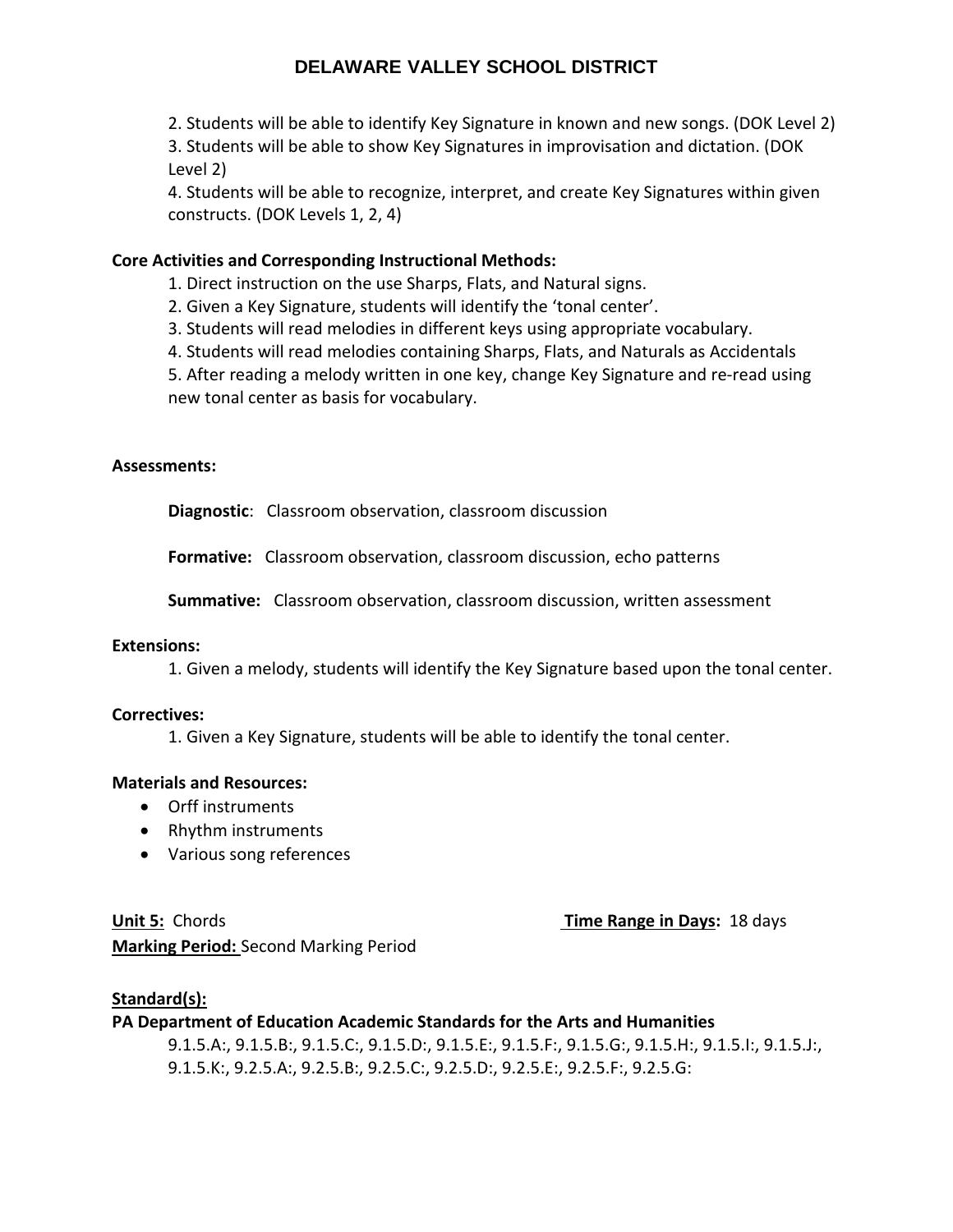2. Students will be able to identify Key Signature in known and new songs. (DOK Level 2)
3. Students will be able to show Key Signatures in improvisation and dictation. (DOK Level 2)
4. Students will be able to recognize, interpret, and create Key Signatures within given constructs. (DOK Levels 1, 2, 4)

**Core Activities and Corresponding Instructional Methods:**

1. Direct instruction on the use Sharps, Flats, and Natural signs.
2. Given a Key Signature, students will identify the 'tonal center'.
3. Students will read melodies in different keys using appropriate vocabulary.
4. Students will read melodies containing Sharps, Flats, and Naturals as Accidentals
5. After reading a melody written in one key, change Key Signature and re-read using new tonal center as basis for vocabulary.

**Assessments:**

**Diagnostic**: Classroom observation, classroom discussion

**Formative:** Classroom observation, classroom discussion, echo patterns

**Summative:** Classroom observation, classroom discussion, written assessment

**Extensions:**

1. Given a melody, students will identify the Key Signature based upon the tonal center.

**Correctives:**

1. Given a Key Signature, students will be able to identify the tonal center.

**Materials and Resources:**

- Orff instruments
- Rhythm instruments
- Various song references

**Unit 5:** Chords **Time Range in Days:** 18 days
**Marking Period:** Second Marking Period

**Standard(s):**

**PA Department of Education Academic Standards for the Arts and Humanities**

9.1.5.A:, 9.1.5.B:, 9.1.5.C:, 9.1.5.D:, 9.1.5.E:, 9.1.5.F:, 9.1.5.G:, 9.1.5.H:, 9.1.5.I:, 9.1.5.J:, 9.1.5.K:, 9.2.5.A:, 9.2.5.B:, 9.2.5.C:, 9.2.5.D:, 9.2.5.E:, 9.2.5.F:, 9.2.5.G: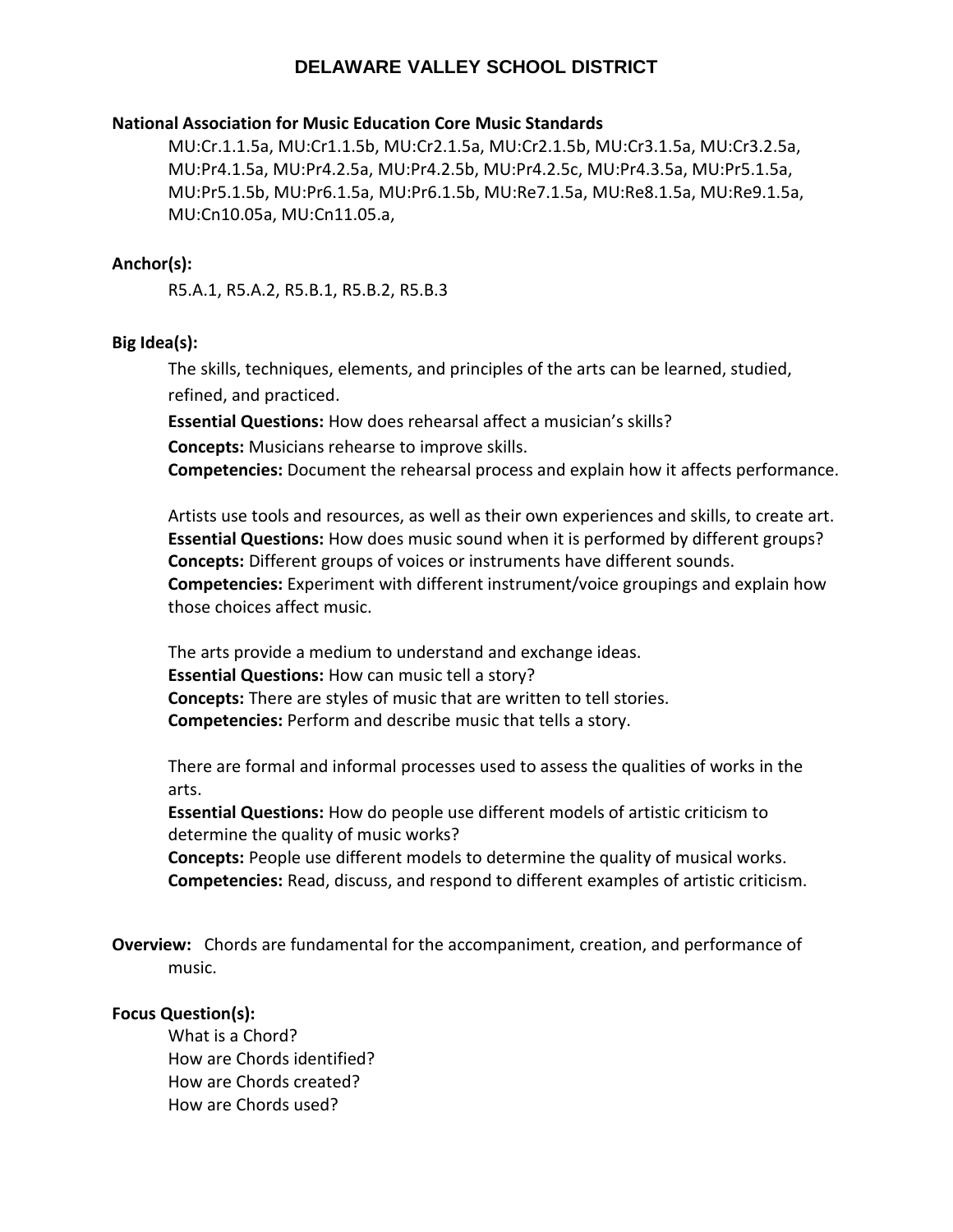# DELAWARE VALLEY SCHOOL DISTRICT

**National Association for Music Education Core Music Standards**

MU:Cr.1.1.5a, MU:Cr1.1.5b, MU:Cr2.1.5a, MU:Cr2.1.5b, MU:Cr3.1.5a, MU:Cr3.2.5a, MU:Pr4.1.5a, MU:Pr4.2.5a, MU:Pr4.2.5b, MU:Pr4.2.5c, MU:Pr4.3.5a, MU:Pr5.1.5a, MU:Pr5.1.5b, MU:Pr6.1.5a, MU:Pr6.1.5b, MU:Re7.1.5a, MU:Re8.1.5a, MU:Re9.1.5a, MU:Cn10.05a, MU:Cn11.05.a,

**Anchor(s):**

R5.A.1, R5.A.2, R5.B.1, R5.B.2, R5.B.3

**Big Idea(s):**

The skills, techniques, elements, and principles of the arts can be learned, studied, refined, and practiced.

**Essential Questions:** How does rehearsal affect a musician's skills?
**Concepts:** Musicians rehearse to improve skills.
**Competencies:** Document the rehearsal process and explain how it affects performance.

Artists use tools and resources, as well as their own experiences and skills, to create art.
**Essential Questions:** How does music sound when it is performed by different groups?
**Concepts:** Different groups of voices or instruments have different sounds.
**Competencies:** Experiment with different instrument/voice groupings and explain how those choices affect music.

The arts provide a medium to understand and exchange ideas.
**Essential Questions:** How can music tell a story?
**Concepts:** There are styles of music that are written to tell stories.
**Competencies:** Perform and describe music that tells a story.

There are formal and informal processes used to assess the qualities of works in the arts.
**Essential Questions:** How do people use different models of artistic criticism to determine the quality of music works?
**Concepts:** People use different models to determine the quality of musical works.
**Competencies:** Read, discuss, and respond to different examples of artistic criticism.

**Overview:** Chords are fundamental for the accompaniment, creation, and performance of music.

**Focus Question(s):**

What is a Chord?
How are Chords identified?
How are Chords created?
How are Chords used?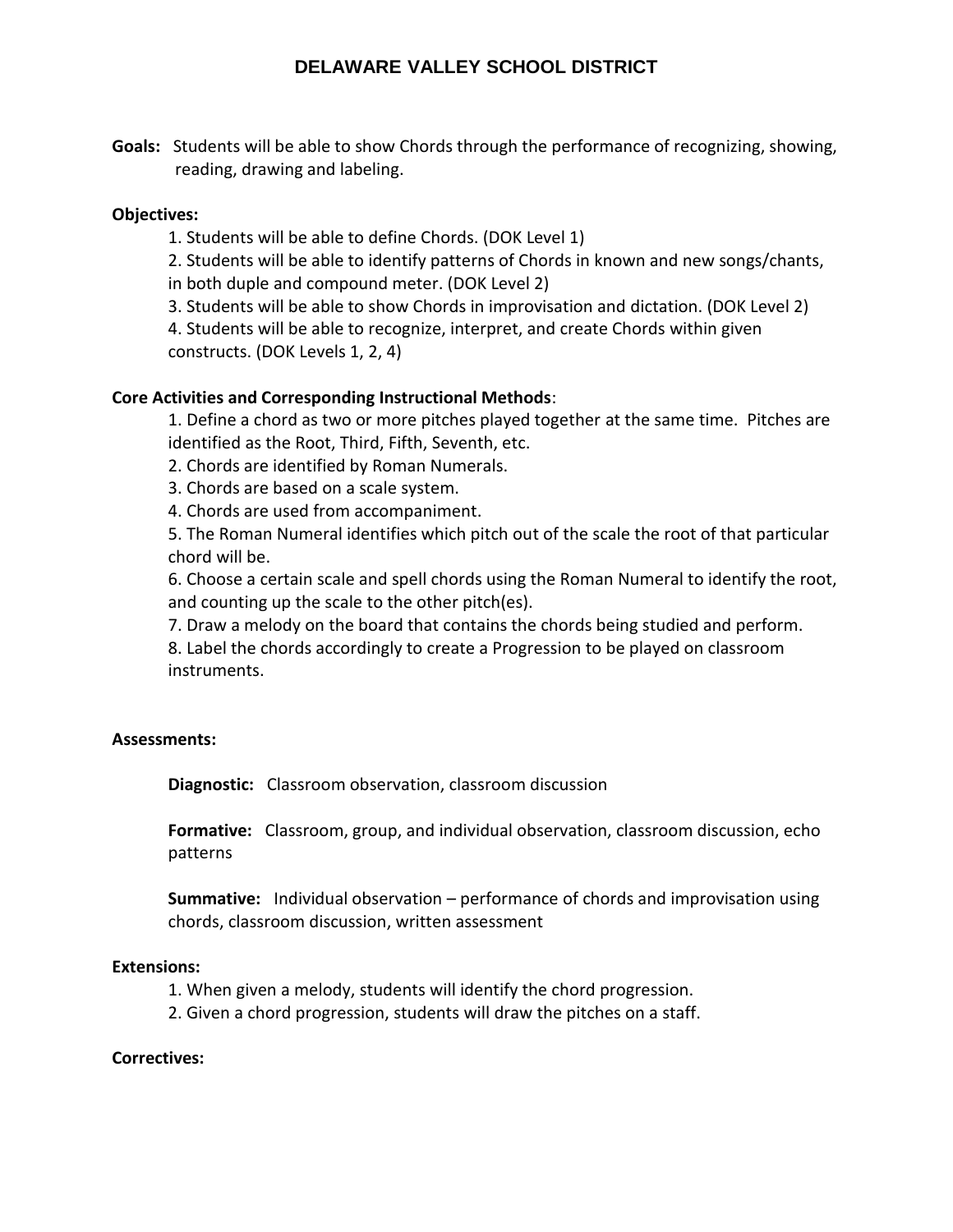# DELAWARE VALLEY SCHOOL DISTRICT

**Goals:** Students will be able to show Chords through the performance of recognizing, showing, reading, drawing and labeling.

**Objectives:**

1. Students will be able to define Chords. (DOK Level 1)
2. Students will be able to identify patterns of Chords in known and new songs/chants, in both duple and compound meter. (DOK Level 2)
3. Students will be able to show Chords in improvisation and dictation. (DOK Level 2)
4. Students will be able to recognize, interpret, and create Chords within given constructs. (DOK Levels 1, 2, 4)

**Core Activities and Corresponding Instructional Methods**:

1. Define a chord as two or more pitches played together at the same time. Pitches are identified as the Root, Third, Fifth, Seventh, etc.
2. Chords are identified by Roman Numerals.
3. Chords are based on a scale system.
4. Chords are used from accompaniment.
5. The Roman Numeral identifies which pitch out of the scale the root of that particular chord will be.
6. Choose a certain scale and spell chords using the Roman Numeral to identify the root, and counting up the scale to the other pitch(es).
7. Draw a melody on the board that contains the chords being studied and perform.
8. Label the chords accordingly to create a Progression to be played on classroom instruments.

**Assessments:**

**Diagnostic:** Classroom observation, classroom discussion

**Formative:** Classroom, group, and individual observation, classroom discussion, echo patterns

**Summative:** Individual observation – performance of chords and improvisation using chords, classroom discussion, written assessment

**Extensions:**

1. When given a melody, students will identify the chord progression.
2. Given a chord progression, students will draw the pitches on a staff.

**Correctives:**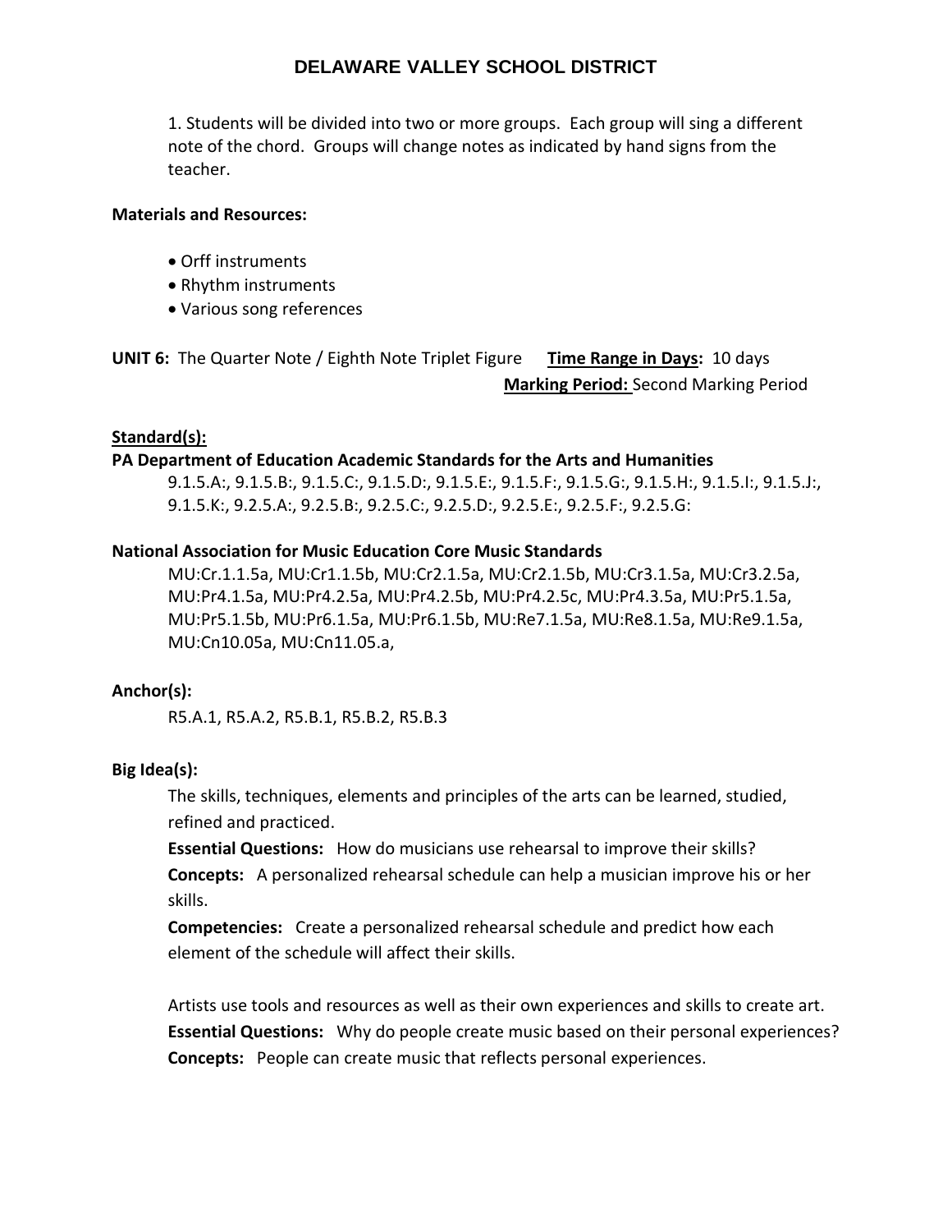1. Students will be divided into two or more groups. Each group will sing a different note of the chord. Groups will change notes as indicated by hand signs from the teacher.

**Materials and Resources:**

- Orff instruments
- Rhythm instruments
- Various song references

**UNIT 6:** The Quarter Note / Eighth Note Triplet Figure **Time Range in Days:** 10 days
**Marking Period:** Second Marking Period

**Standard(s):**

**PA Department of Education Academic Standards for the Arts and Humanities**

9.1.5.A:, 9.1.5.B:, 9.1.5.C:, 9.1.5.D:, 9.1.5.E:, 9.1.5.F:, 9.1.5.G:, 9.1.5.H:, 9.1.5.I:, 9.1.5.J:, 9.1.5.K:, 9.2.5.A:, 9.2.5.B:, 9.2.5.C:, 9.2.5.D:, 9.2.5.E:, 9.2.5.F:, 9.2.5.G:

**National Association for Music Education Core Music Standards**

MU:Cr.1.1.5a, MU:Cr1.1.5b, MU:Cr2.1.5a, MU:Cr2.1.5b, MU:Cr3.1.5a, MU:Cr3.2.5a, MU:Pr4.1.5a, MU:Pr4.2.5a, MU:Pr4.2.5b, MU:Pr4.2.5c, MU:Pr4.3.5a, MU:Pr5.1.5a, MU:Pr5.1.5b, MU:Pr6.1.5a, MU:Pr6.1.5b, MU:Re7.1.5a, MU:Re8.1.5a, MU:Re9.1.5a, MU:Cn10.05a, MU:Cn11.05.a,

**Anchor(s):**

R5.A.1, R5.A.2, R5.B.1, R5.B.2, R5.B.3

**Big Idea(s):**

The skills, techniques, elements and principles of the arts can be learned, studied, refined and practiced.

**Essential Questions:** How do musicians use rehearsal to improve their skills?

**Concepts:** A personalized rehearsal schedule can help a musician improve his or her skills.

**Competencies:** Create a personalized rehearsal schedule and predict how each element of the schedule will affect their skills.

Artists use tools and resources as well as their own experiences and skills to create art.

**Essential Questions:** Why do people create music based on their personal experiences?

**Concepts:** People can create music that reflects personal experiences.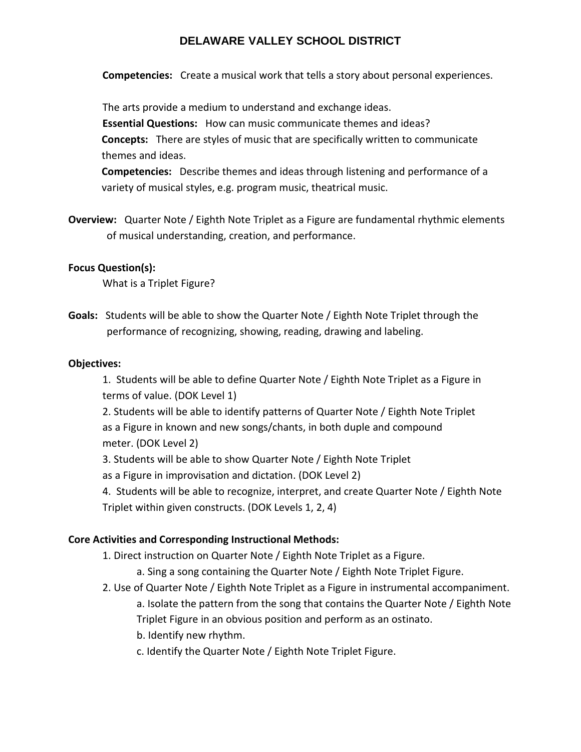# DELAWARE VALLEY SCHOOL DISTRICT

**Competencies:** Create a musical work that tells a story about personal experiences.

The arts provide a medium to understand and exchange ideas.
**Essential Questions:** How can music communicate themes and ideas?
**Concepts:** There are styles of music that are specifically written to communicate themes and ideas.
**Competencies:** Describe themes and ideas through listening and performance of a variety of musical styles, e.g. program music, theatrical music.

**Overview:** Quarter Note / Eighth Note Triplet as a Figure are fundamental rhythmic elements of musical understanding, creation, and performance.

**Focus Question(s):**
What is a Triplet Figure?

**Goals:** Students will be able to show the Quarter Note / Eighth Note Triplet through the performance of recognizing, showing, reading, drawing and labeling.

**Objectives:**

1. Students will be able to define Quarter Note / Eighth Note Triplet as a Figure in terms of value. (DOK Level 1)
2. Students will be able to identify patterns of Quarter Note / Eighth Note Triplet as a Figure in known and new songs/chants, in both duple and compound meter. (DOK Level 2)
3. Students will be able to show Quarter Note / Eighth Note Triplet as a Figure in improvisation and dictation. (DOK Level 2)
4. Students will be able to recognize, interpret, and create Quarter Note / Eighth Note Triplet within given constructs. (DOK Levels 1, 2, 4)

**Core Activities and Corresponding Instructional Methods:**

1. Direct instruction on Quarter Note / Eighth Note Triplet as a Figure.
    a. Sing a song containing the Quarter Note / Eighth Note Triplet Figure.
2. Use of Quarter Note / Eighth Note Triplet as a Figure in instrumental accompaniment.
    a. Isolate the pattern from the song that contains the Quarter Note / Eighth Note Triplet Figure in an obvious position and perform as an ostinato.
    b. Identify new rhythm.
    c. Identify the Quarter Note / Eighth Note Triplet Figure.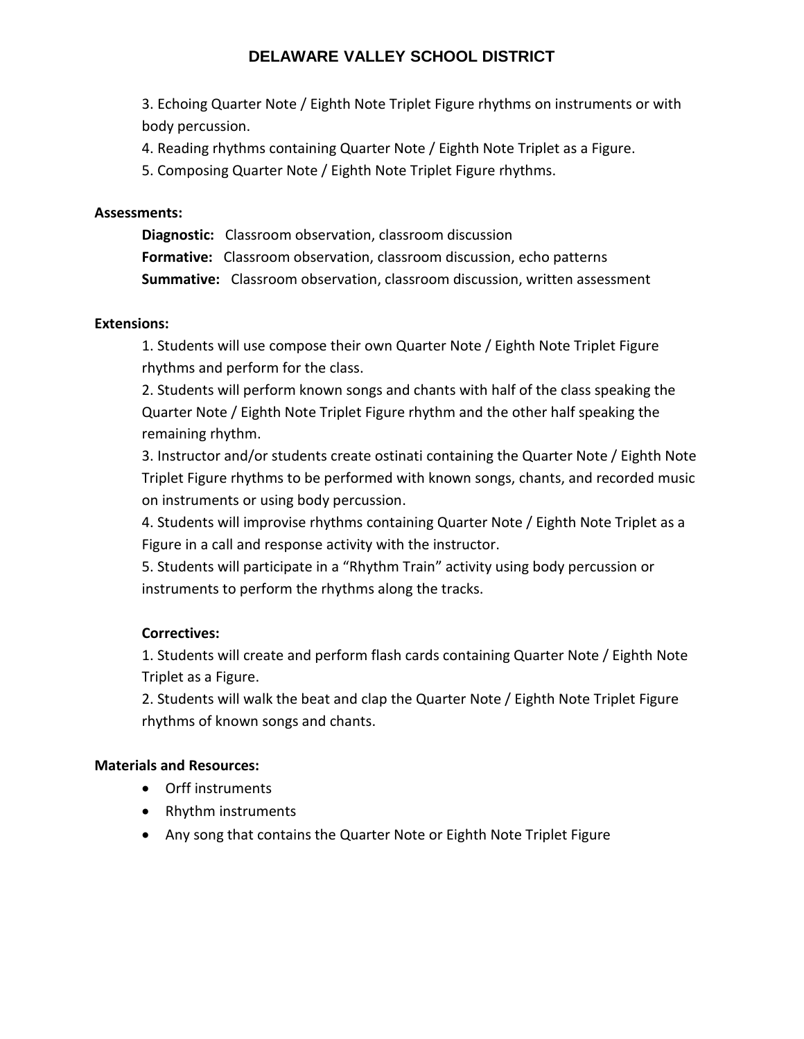3. Echoing Quarter Note / Eighth Note Triplet Figure rhythms on instruments or with body percussion.
4. Reading rhythms containing Quarter Note / Eighth Note Triplet as a Figure.
5. Composing Quarter Note / Eighth Note Triplet Figure rhythms.

**Assessments:**

**Diagnostic:** Classroom observation, classroom discussion
**Formative:** Classroom observation, classroom discussion, echo patterns
**Summative:** Classroom observation, classroom discussion, written assessment

**Extensions:**

1. Students will use compose their own Quarter Note / Eighth Note Triplet Figure rhythms and perform for the class.
2. Students will perform known songs and chants with half of the class speaking the Quarter Note / Eighth Note Triplet Figure rhythm and the other half speaking the remaining rhythm.
3. Instructor and/or students create ostinati containing the Quarter Note / Eighth Note Triplet Figure rhythms to be performed with known songs, chants, and recorded music on instruments or using body percussion.
4. Students will improvise rhythms containing Quarter Note / Eighth Note Triplet as a Figure in a call and response activity with the instructor.
5. Students will participate in a "Rhythm Train" activity using body percussion or instruments to perform the rhythms along the tracks.

**Correctives:**

1. Students will create and perform flash cards containing Quarter Note / Eighth Note Triplet as a Figure.
2. Students will walk the beat and clap the Quarter Note / Eighth Note Triplet Figure rhythms of known songs and chants.

**Materials and Resources:**

- Orff instruments
- Rhythm instruments
- Any song that contains the Quarter Note or Eighth Note Triplet Figure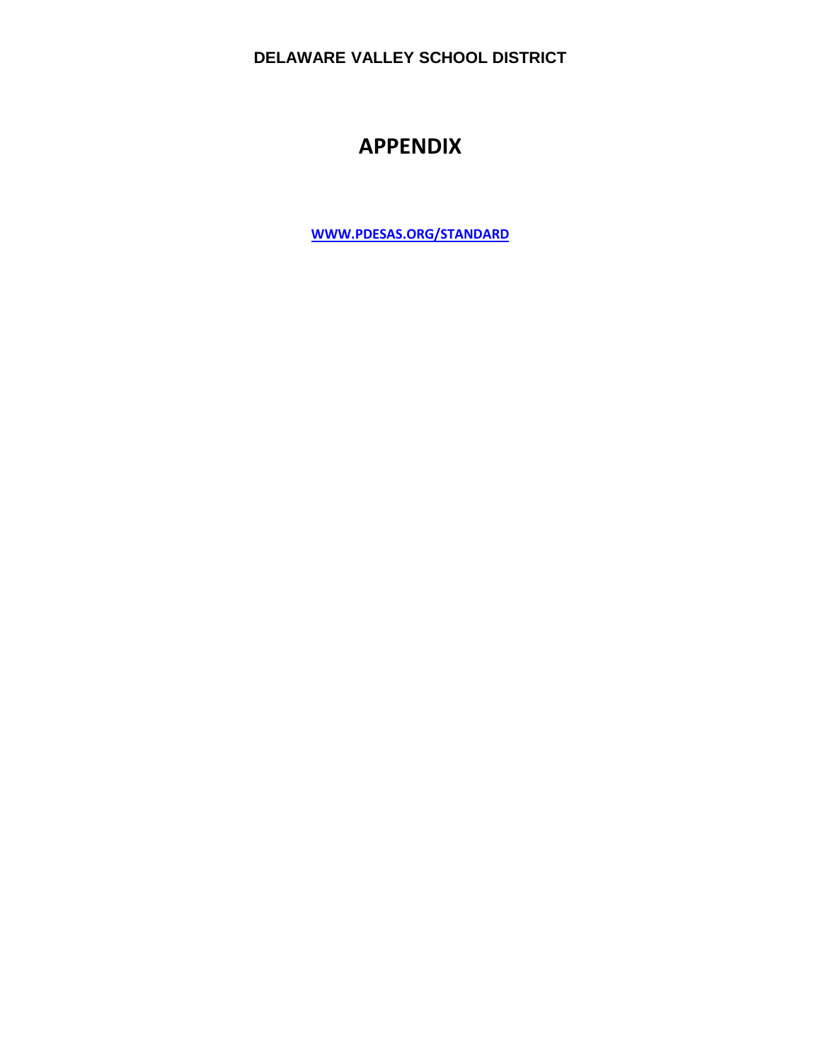**DELAWARE VALLEY SCHOOL DISTRICT**

# APPENDIX

[WWW.PDESAS.ORG/STANDARD](http://WWW.PDESAS.ORG/STANDARD)